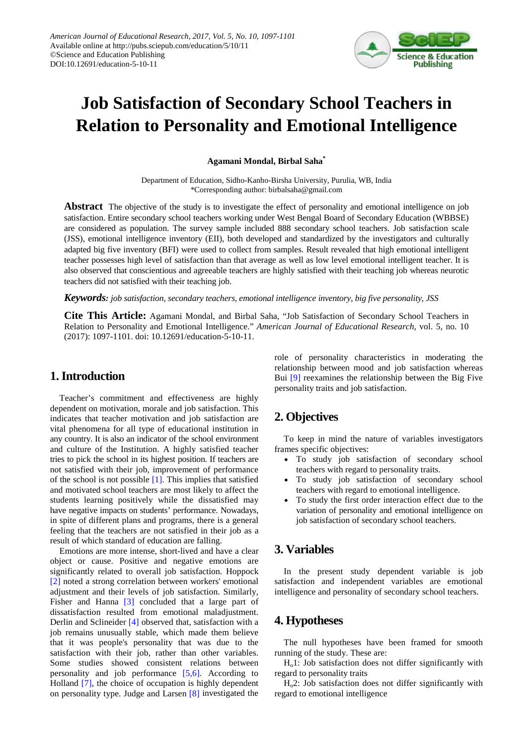# Job Satisfaction of Secondary School Teachers in Relation to Personality and Emotional Intelligence

**Agamani Mondal, Birbal Saha***

Department of Education, Sidho-Kanho-Birsha University, Purulia, WB, India
*Corresponding author: birbalsaha@gmail.com

**Abstract** The objective of the study is to investigate the effect of personality and emotional intelligence on job satisfaction. Entire secondary school teachers working under West Bengal Board of Secondary Education (WBBSE) are considered as population. The survey sample included 888 secondary school teachers. Job satisfaction scale (JSS), emotional intelligence inventory (EII), both developed and standardized by the investigators and culturally adapted big five inventory (BFI) were used to collect from samples. Result revealed that high emotional intelligent teacher possesses high level of satisfaction than that average as well as low level emotional intelligent teacher. It is also observed that conscientious and agreeable teachers are highly satisfied with their teaching job whereas neurotic teachers did not satisfied with their teaching job.

***Keywords:*** *job satisfaction, secondary teachers, emotional intelligence inventory, big five personality, JSS*

**Cite This Article:** Agamani Mondal, and Birbal Saha, "Job Satisfaction of Secondary School Teachers in Relation to Personality and Emotional Intelligence." *American Journal of Educational Research*, vol. 5, no. 10 (2017): 1097-1101. doi: 10.12691/education-5-10-11.

## 1. Introduction

Teacher's commitment and effectiveness are highly dependent on motivation, morale and job satisfaction. This indicates that teacher motivation and job satisfaction are vital phenomena for all type of educational institution in any country. It is also an indicator of the school environment and culture of the Institution. A highly satisfied teacher tries to pick the school in its highest position. If teachers are not satisfied with their job, improvement of performance of the school is not possible [1]. This implies that satisfied and motivated school teachers are most likely to affect the students learning positively while the dissatisfied may have negative impacts on students' performance. Nowadays, in spite of different plans and programs, there is a general feeling that the teachers are not satisfied in their job as a result of which standard of education are falling.

Emotions are more intense, short-lived and have a clear object or cause. Positive and negative emotions are significantly related to overall job satisfaction. Hoppock [2] noted a strong correlation between workers' emotional adjustment and their levels of job satisfaction. Similarly, Fisher and Hanna [3] concluded that a large part of dissatisfaction resulted from emotional maladjustment. Derlin and Sclineider [4] observed that, satisfaction with a job remains unusually stable, which made them believe that it was people's personality that was due to the satisfaction with their job, rather than other variables. Some studies showed consistent relations between personality and job performance [5,6]. According to Holland [7], the choice of occupation is highly dependent on personality type. Judge and Larsen [8] investigated the role of personality characteristics in moderating the relationship between mood and job satisfaction whereas Bui [9] reexamines the relationship between the Big Five personality traits and job satisfaction.

## 2. Objectives

To keep in mind the nature of variables investigators frames specific objectives:

- To study job satisfaction of secondary school teachers with regard to personality traits.
- To study job satisfaction of secondary school teachers with regard to emotional intelligence.
- To study the first order interaction effect due to the variation of personality and emotional intelligence on job satisfaction of secondary school teachers.

## 3. Variables

In the present study dependent variable is job satisfaction and independent variables are emotional intelligence and personality of secondary school teachers.

## 4. Hypotheses

The null hypotheses have been framed for smooth running of the study. These are:

$H_o1$: Job satisfaction does not differ significantly with regard to personality traits

$H_o2$: Job satisfaction does not differ significantly with regard to emotional intelligence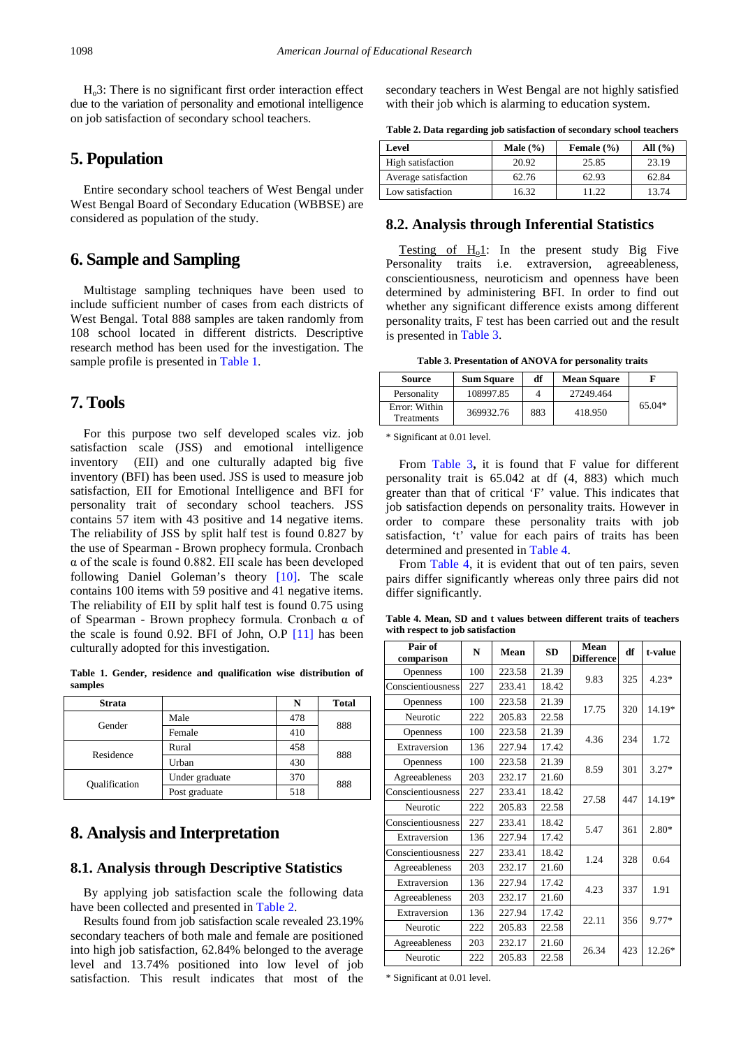$H_o3$: There is no significant first order interaction effect due to the variation of personality and emotional intelligence on job satisfaction of secondary school teachers.

## 5. Population

Entire secondary school teachers of West Bengal under West Bengal Board of Secondary Education (WBBSE) are considered as population of the study.

## 6. Sample and Sampling

Multistage sampling techniques have been used to include sufficient number of cases from each districts of West Bengal. Total 888 samples are taken randomly from 108 school located in different districts. Descriptive research method has been used for the investigation. The sample profile is presented in Table 1.

## 7. Tools

For this purpose two self developed scales viz. job satisfaction scale (JSS) and emotional intelligence inventory (EII) and one culturally adapted big five inventory (BFI) has been used. JSS is used to measure job satisfaction, EII for Emotional Intelligence and BFI for personality trait of secondary school teachers. JSS contains 57 item with 43 positive and 14 negative items. The reliability of JSS by split half test is found 0.827 by the use of Spearman - Brown prophecy formula. Cronbach α of the scale is found 0.882. EII scale has been developed following Daniel Goleman's theory [10]. The scale contains 100 items with 59 positive and 41 negative items. The reliability of EII by split half test is found 0.75 using of Spearman - Brown prophecy formula. Cronbach α of the scale is found 0.92. BFI of John, O.P [11] has been culturally adopted for this investigation.

**Table 1. Gender, residence and qualification wise distribution of samples**

| Strata | | N | Total |
|---|---|---|---|
| Gender | Male | 478 | 888 |
| | Female | 410 | |
| Residence | Rural | 458 | 888 |
| | Urban | 430 | |
| Qualification | Under graduate | 370 | 888 |
| | Post graduate | 518 | |

## 8. Analysis and Interpretation

### 8.1. Analysis through Descriptive Statistics

By applying job satisfaction scale the following data have been collected and presented in Table 2.

Results found from job satisfaction scale revealed 23.19% secondary teachers of both male and female are positioned into high job satisfaction, 62.84% belonged to the average level and 13.74% positioned into low level of job satisfaction. This result indicates that most of the secondary teachers in West Bengal are not highly satisfied with their job which is alarming to education system.

**Table 2. Data regarding job satisfaction of secondary school teachers**

| Level | Male (%) | Female (%) | All (%) |
|---|---|---|---|
| High satisfaction | 20.92 | 25.85 | 23.19 |
| Average satisfaction | 62.76 | 62.93 | 62.84 |
| Low satisfaction | 16.32 | 11.22 | 13.74 |

### 8.2. Analysis through Inferential Statistics

Testing of $H_o1$: In the present study Big Five Personality traits i.e. extraversion, agreeableness, conscientiousness, neuroticism and openness have been determined by administering BFI. In order to find out whether any significant difference exists among different personality traits, F test has been carried out and the result is presented in Table 3.

**Table 3. Presentation of ANOVA for personality traits**

| Source | Sum Square | df | Mean Square | F |
|---|---|---|---|---|
| Personality | 108997.85 | 4 | 27249.464 | 65.04* |
| Error: Within Treatments | 369932.76 | 883 | 418.950 | |

\* Significant at 0.01 level.

From Table 3, it is found that F value for different personality trait is 65.042 at df (4, 883) which much greater than that of critical 'F' value. This indicates that job satisfaction depends on personality traits. However in order to compare these personality traits with job satisfaction, 't' value for each pairs of traits has been determined and presented in Table 4.

From Table 4, it is evident that out of ten pairs, seven pairs differ significantly whereas only three pairs did not differ significantly.

**Table 4. Mean, SD and t values between different traits of teachers with respect to job satisfaction**

| Pair of comparison | N | Mean | SD | Mean Difference | df | t-value |
|---|---|---|---|---|---|---|
| Openness | 100 | 223.58 | 21.39 | 9.83 | 325 | 4.23* |
| Conscientiousness | 227 | 233.41 | 18.42 | | | |
| Openness | 100 | 223.58 | 21.39 | 17.75 | 320 | 14.19* |
| Neurotic | 222 | 205.83 | 22.58 | | | |
| Openness | 100 | 223.58 | 21.39 | 4.36 | 234 | 1.72 |
| Extraversion | 136 | 227.94 | 17.42 | | | |
| Openness | 100 | 223.58 | 21.39 | 8.59 | 301 | 3.27* |
| Agreeableness | 203 | 232.17 | 21.60 | | | |
| Conscientiousness | 227 | 233.41 | 18.42 | 27.58 | 447 | 14.19* |
| Neurotic | 222 | 205.83 | 22.58 | | | |
| Conscientiousness | 227 | 233.41 | 18.42 | 5.47 | 361 | 2.80* |
| Extraversion | 136 | 227.94 | 17.42 | | | |
| Conscientiousness | 227 | 233.41 | 18.42 | 1.24 | 328 | 0.64 |
| Agreeableness | 203 | 232.17 | 21.60 | | | |
| Extraversion | 136 | 227.94 | 17.42 | 4.23 | 337 | 1.91 |
| Agreeableness | 203 | 232.17 | 21.60 | | | |
| Extraversion | 136 | 227.94 | 17.42 | 22.11 | 356 | 9.77* |
| Neurotic | 222 | 205.83 | 22.58 | | | |
| Agreeableness | 203 | 232.17 | 21.60 | 26.34 | 423 | 12.26* |
| Neurotic | 222 | 205.83 | 22.58 | | | |

\* Significant at 0.01 level.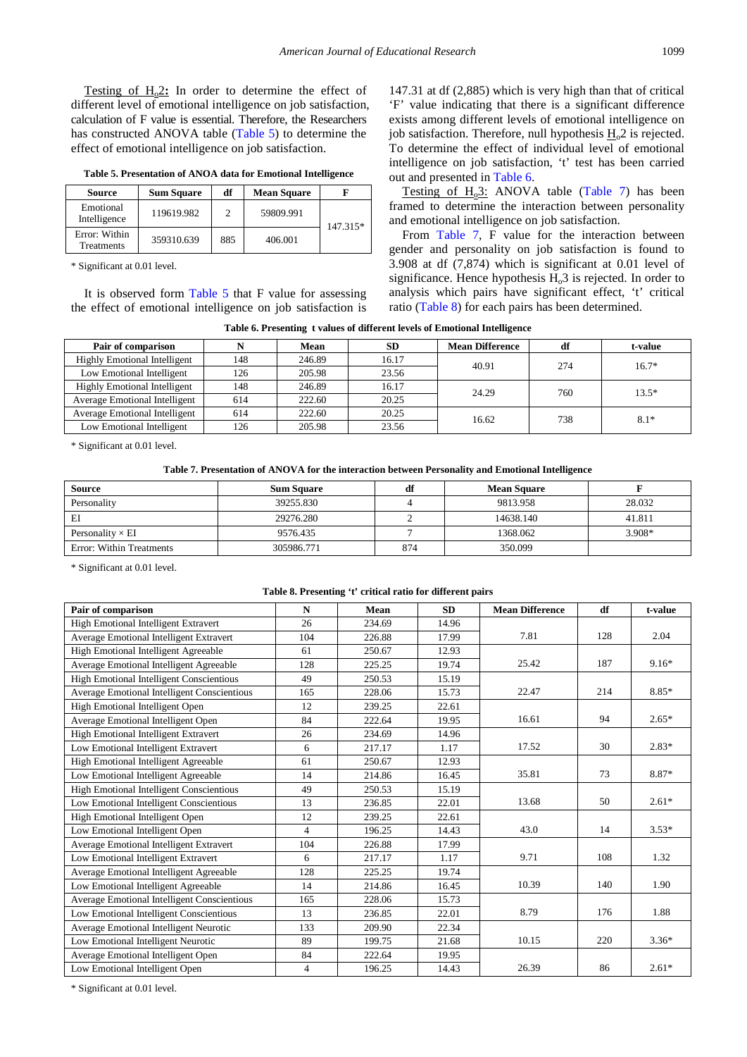Testing of $H_o2$**:** In order to determine the effect of different level of emotional intelligence on job satisfaction, calculation of F value is essential. Therefore, the Researchers has constructed ANOVA table (Table 5) to determine the effect of emotional intelligence on job satisfaction.

**Table 5. Presentation of ANOA data for Emotional Intelligence**

| Source | Sum Square | df | Mean Square | F |
|---|---|---|---|---|
| Emotional Intelligence | 119619.982 | 2 | 59809.991 | 147.315* |
| Error: Within Treatments | 359310.639 | 885 | 406.001 | |

\* Significant at 0.01 level.

It is observed form Table 5 that F value for assessing the effect of emotional intelligence on job satisfaction is 147.31 at df (2,885) which is very high than that of critical 'F' value indicating that there is a significant difference exists among different levels of emotional intelligence on job satisfaction. Therefore, null hypothesis $H_o2$ is rejected. To determine the effect of individual level of emotional intelligence on job satisfaction, 't' test has been carried out and presented in Table 6.

Testing of $H_o3$: ANOVA table (Table 7) has been framed to determine the interaction between personality and emotional intelligence on job satisfaction.

From Table 7, F value for the interaction between gender and personality on job satisfaction is found to 3.908 at df (7,874) which is significant at 0.01 level of significance. Hence hypothesis $H_o3$ is rejected. In order to analysis which pairs have significant effect, 't' critical ratio (Table 8) for each pairs has been determined.

**Table 6. Presenting t values of different levels of Emotional Intelligence**

| Pair of comparison | N | Mean | SD | Mean Difference | df | t-value |
|---|---|---|---|---|---|---|
| Highly Emotional Intelligent | 148 | 246.89 | 16.17 | 40.91 | 274 | 16.7* |
| Low Emotional Intelligent | 126 | 205.98 | 23.56 | | | |
| Highly Emotional Intelligent | 148 | 246.89 | 16.17 | 24.29 | 760 | 13.5* |
| Average Emotional Intelligent | 614 | 222.60 | 20.25 | | | |
| Average Emotional Intelligent | 614 | 222.60 | 20.25 | 16.62 | 738 | 8.1* |
| Low Emotional Intelligent | 126 | 205.98 | 23.56 | | | |

\* Significant at 0.01 level.

**Table 7. Presentation of ANOVA for the interaction between Personality and Emotional Intelligence**

| Source | Sum Square | df | Mean Square | F |
|---|---|---|---|---|
| Personality | 39255.830 | 4 | 9813.958 | 28.032 |
| EI | 29276.280 | 2 | 14638.140 | 41.811 |
| Personality × EI | 9576.435 | 7 | 1368.062 | 3.908* |
| Error: Within Treatments | 305986.771 | 874 | 350.099 | |

\* Significant at 0.01 level.

**Table 8. Presenting 't' critical ratio for different pairs**

| Pair of comparison | N | Mean | SD | Mean Difference | df | t-value |
|---|---|---|---|---|---|---|
| High Emotional Intelligent Extravert | 26 | 234.69 | 14.96 | 7.81 | 128 | 2.04 |
| Average Emotional Intelligent Extravert | 104 | 226.88 | 17.99 | | | |
| High Emotional Intelligent Agreeable | 61 | 250.67 | 12.93 | 25.42 | 187 | 9.16* |
| Average Emotional Intelligent Agreeable | 128 | 225.25 | 19.74 | | | |
| High Emotional Intelligent Conscientious | 49 | 250.53 | 15.19 | 22.47 | 214 | 8.85* |
| Average Emotional Intelligent Conscientious | 165 | 228.06 | 15.73 | | | |
| High Emotional Intelligent Open | 12 | 239.25 | 22.61 | 16.61 | 94 | 2.65* |
| Average Emotional Intelligent Open | 84 | 222.64 | 19.95 | | | |
| High Emotional Intelligent Extravert | 26 | 234.69 | 14.96 | 17.52 | 30 | 2.83* |
| Low Emotional Intelligent Extravert | 6 | 217.17 | 1.17 | | | |
| High Emotional Intelligent Agreeable | 61 | 250.67 | 12.93 | 35.81 | 73 | 8.87* |
| Low Emotional Intelligent Agreeable | 14 | 214.86 | 16.45 | | | |
| High Emotional Intelligent Conscientious | 49 | 250.53 | 15.19 | 13.68 | 50 | 2.61* |
| Low Emotional Intelligent Conscientious | 13 | 236.85 | 22.01 | | | |
| High Emotional Intelligent Open | 12 | 239.25 | 22.61 | 43.0 | 14 | 3.53* |
| Low Emotional Intelligent Open | 4 | 196.25 | 14.43 | | | |
| Average Emotional Intelligent Extravert | 104 | 226.88 | 17.99 | 9.71 | 108 | 1.32 |
| Low Emotional Intelligent Extravert | 6 | 217.17 | 1.17 | | | |
| Average Emotional Intelligent Agreeable | 128 | 225.25 | 19.74 | 10.39 | 140 | 1.90 |
| Low Emotional Intelligent Agreeable | 14 | 214.86 | 16.45 | | | |
| Average Emotional Intelligent Conscientious | 165 | 228.06 | 15.73 | 8.79 | 176 | 1.88 |
| Low Emotional Intelligent Conscientious | 13 | 236.85 | 22.01 | | | |
| Average Emotional Intelligent Neurotic | 133 | 209.90 | 22.34 | 10.15 | 220 | 3.36* |
| Low Emotional Intelligent Neurotic | 89 | 199.75 | 21.68 | | | |
| Average Emotional Intelligent Open | 84 | 222.64 | 19.95 | 26.39 | 86 | 2.61* |
| Low Emotional Intelligent Open | 4 | 196.25 | 14.43 | | | |

\* Significant at 0.01 level.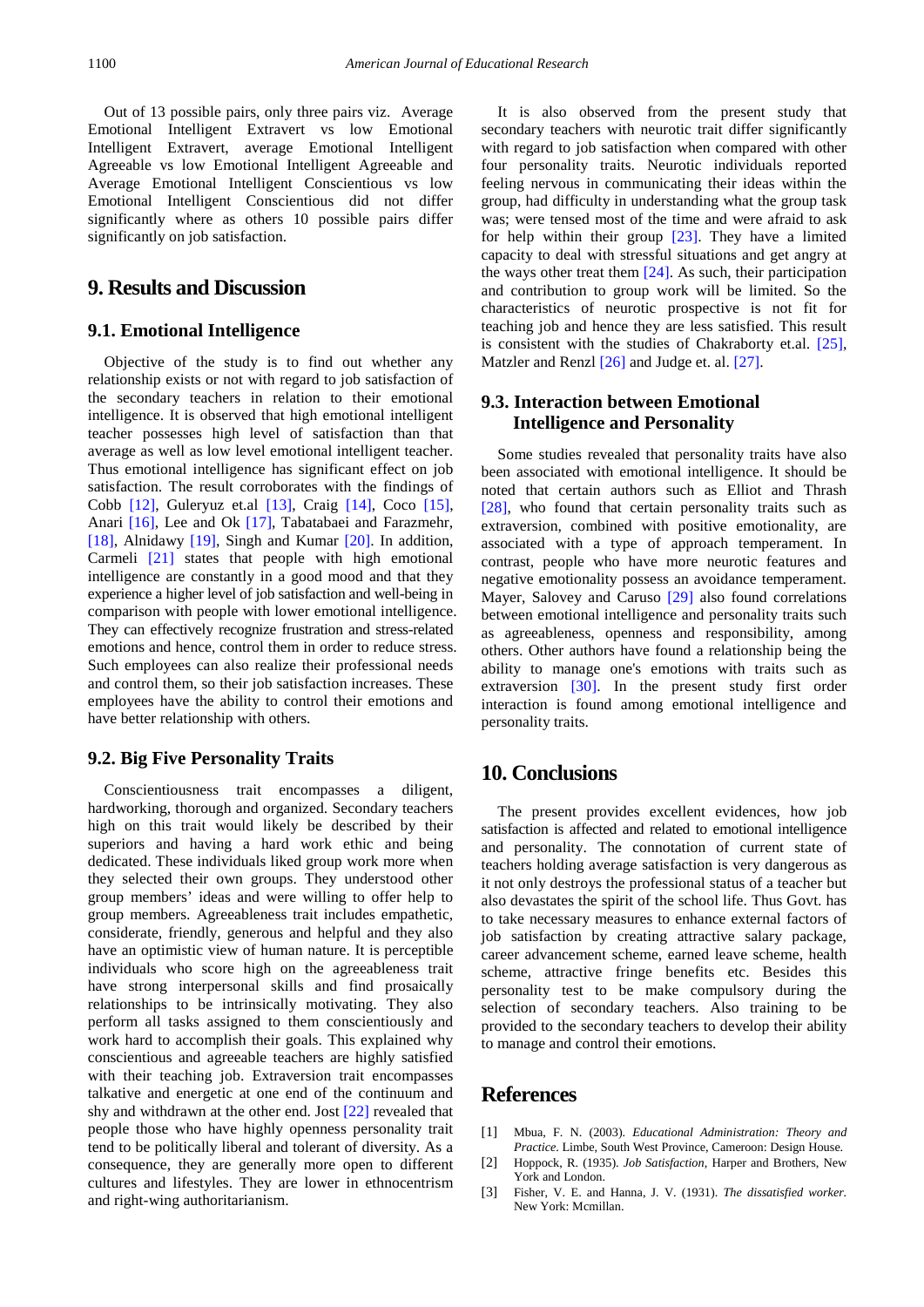Out of 13 possible pairs, only three pairs viz. Average Emotional Intelligent Extravert vs low Emotional Intelligent Extravert, average Emotional Intelligent Agreeable vs low Emotional Intelligent Agreeable and Average Emotional Intelligent Conscientious vs low Emotional Intelligent Conscientious did not differ significantly where as others 10 possible pairs differ significantly on job satisfaction.

## 9. Results and Discussion

### 9.1. Emotional Intelligence

Objective of the study is to find out whether any relationship exists or not with regard to job satisfaction of the secondary teachers in relation to their emotional intelligence. It is observed that high emotional intelligent teacher possesses high level of satisfaction than that average as well as low level emotional intelligent teacher. Thus emotional intelligence has significant effect on job satisfaction. The result corroborates with the findings of Cobb [12], Guleryuz et.al [13], Craig [14], Coco [15], Anari [16], Lee and Ok [17], Tabatabaei and Farazmehr, [18], Alnidawy [19], Singh and Kumar [20]. In addition, Carmeli [21] states that people with high emotional intelligence are constantly in a good mood and that they experience a higher level of job satisfaction and well-being in comparison with people with lower emotional intelligence. They can effectively recognize frustration and stress-related emotions and hence, control them in order to reduce stress. Such employees can also realize their professional needs and control them, so their job satisfaction increases. These employees have the ability to control their emotions and have better relationship with others.

### 9.2. Big Five Personality Traits

Conscientiousness trait encompasses a diligent, hardworking, thorough and organized. Secondary teachers high on this trait would likely be described by their superiors and having a hard work ethic and being dedicated. These individuals liked group work more when they selected their own groups. They understood other group members' ideas and were willing to offer help to group members. Agreeableness trait includes empathetic, considerate, friendly, generous and helpful and they also have an optimistic view of human nature. It is perceptible individuals who score high on the agreeableness trait have strong interpersonal skills and find prosaically relationships to be intrinsically motivating. They also perform all tasks assigned to them conscientiously and work hard to accomplish their goals. This explained why conscientious and agreeable teachers are highly satisfied with their teaching job. Extraversion trait encompasses talkative and energetic at one end of the continuum and shy and withdrawn at the other end. Jost [22] revealed that people those who have highly openness personality trait tend to be politically liberal and tolerant of diversity. As a consequence, they are generally more open to different cultures and lifestyles. They are lower in ethnocentrism and right-wing authoritarianism.

It is also observed from the present study that secondary teachers with neurotic trait differ significantly with regard to job satisfaction when compared with other four personality traits. Neurotic individuals reported feeling nervous in communicating their ideas within the group, had difficulty in understanding what the group task was; were tensed most of the time and were afraid to ask for help within their group [23]. They have a limited capacity to deal with stressful situations and get angry at the ways other treat them [24]. As such, their participation and contribution to group work will be limited. So the characteristics of neurotic prospective is not fit for teaching job and hence they are less satisfied. This result is consistent with the studies of Chakraborty et.al. [25], Matzler and Renzl [26] and Judge et. al. [27].

### 9.3. Interaction between Emotional Intelligence and Personality

Some studies revealed that personality traits have also been associated with emotional intelligence. It should be noted that certain authors such as Elliot and Thrash [28], who found that certain personality traits such as extraversion, combined with positive emotionality, are associated with a type of approach temperament. In contrast, people who have more neurotic features and negative emotionality possess an avoidance temperament. Mayer, Salovey and Caruso [29] also found correlations between emotional intelligence and personality traits such as agreeableness, openness and responsibility, among others. Other authors have found a relationship being the ability to manage one's emotions with traits such as extraversion [30]. In the present study first order interaction is found among emotional intelligence and personality traits.

## 10. Conclusions

The present provides excellent evidences, how job satisfaction is affected and related to emotional intelligence and personality. The connotation of current state of teachers holding average satisfaction is very dangerous as it not only destroys the professional status of a teacher but also devastates the spirit of the school life. Thus Govt. has to take necessary measures to enhance external factors of job satisfaction by creating attractive salary package, career advancement scheme, earned leave scheme, health scheme, attractive fringe benefits etc. Besides this personality test to be make compulsory during the selection of secondary teachers. Also training to be provided to the secondary teachers to develop their ability to manage and control their emotions.

## References

[1] Mbua, F. N. (2003). *Educational Administration: Theory and Practice*. Limbe, South West Province, Cameroon: Design House.

[2] Hoppock, R. (1935). *Job Satisfaction*, Harper and Brothers, New York and London.

[3] Fisher, V. E. and Hanna, J. V. (1931). *The dissatisfied worker*. New York: Mcmillan.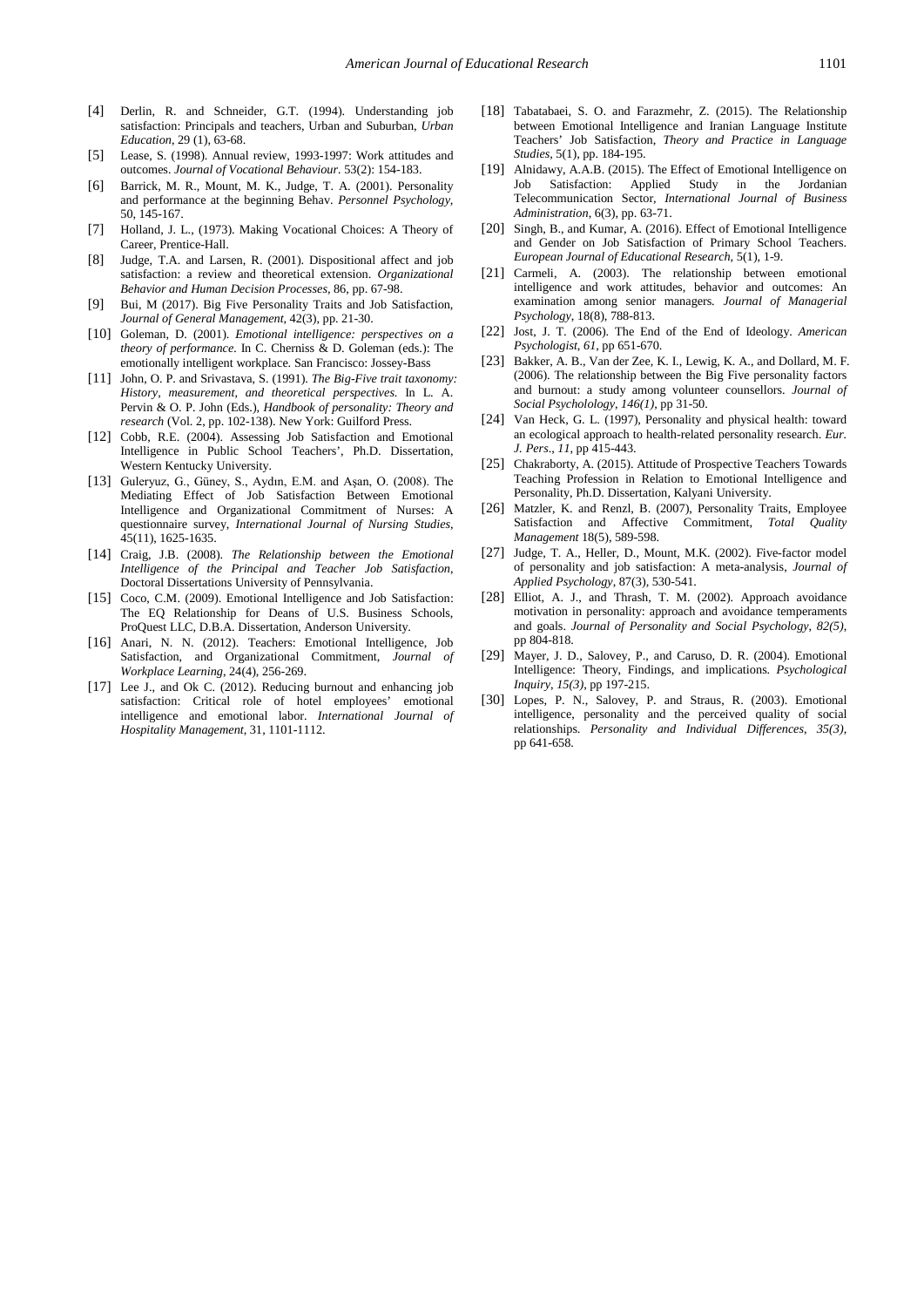[4] Derlin, R. and Schneider, G.T. (1994). Understanding job satisfaction: Principals and teachers, Urban and Suburban, *Urban Education*, 29 (1), 63-68.

[5] Lease, S. (1998). Annual review, 1993-1997: Work attitudes and outcomes. *Journal of Vocational Behaviour*. 53(2): 154-183.

[6] Barrick, M. R., Mount, M. K., Judge, T. A. (2001). Personality and performance at the beginning Behav. *Personnel Psychology*, 50, 145-167.

[7] Holland, J. L., (1973). Making Vocational Choices: A Theory of Career, Prentice-Hall.

[8] Judge, T.A. and Larsen, R. (2001). Dispositional affect and job satisfaction: a review and theoretical extension. *Organizational Behavior and Human Decision Processes*, 86, pp. 67-98.

[9] Bui, M (2017). Big Five Personality Traits and Job Satisfaction, *Journal of General Management*, 42(3), pp. 21-30.

[10] Goleman, D. (2001). *Emotional intelligence: perspectives on a theory of performance*. In C. Cherniss & D. Goleman (eds.): The emotionally intelligent workplace. San Francisco: Jossey-Bass

[11] John, O. P. and Srivastava, S. (1991). *The Big-Five trait taxonomy: History, measurement, and theoretical perspectives.* In L. A. Pervin & O. P. John (Eds.), *Handbook of personality: Theory and research* (Vol. 2, pp. 102-138). New York: Guilford Press.

[12] Cobb, R.E. (2004). Assessing Job Satisfaction and Emotional Intelligence in Public School Teachers', Ph.D. Dissertation, Western Kentucky University.

[13] Guleryuz, G., Güney, S., Aydın, E.M. and Aşan, O. (2008). The Mediating Effect of Job Satisfaction Between Emotional Intelligence and Organizational Commitment of Nurses: A questionnaire survey, *International Journal of Nursing Studies*, 45(11), 1625-1635.

[14] Craig, J.B. (2008). *The Relationship between the Emotional Intelligence of the Principal and Teacher Job Satisfaction*, Doctoral Dissertations University of Pennsylvania.

[15] Coco, C.M. (2009). Emotional Intelligence and Job Satisfaction: The EQ Relationship for Deans of U.S. Business Schools, ProQuest LLC, D.B.A. Dissertation, Anderson University.

[16] Anari, N. N. (2012). Teachers: Emotional Intelligence, Job Satisfaction, and Organizational Commitment, *Journal of Workplace Learning*, 24(4), 256-269.

[17] Lee J., and Ok C. (2012). Reducing burnout and enhancing job satisfaction: Critical role of hotel employees' emotional intelligence and emotional labor. *International Journal of Hospitality Management*, 31, 1101-1112.

[18] Tabatabaei, S. O. and Farazmehr, Z. (2015). The Relationship between Emotional Intelligence and Iranian Language Institute Teachers' Job Satisfaction, *Theory and Practice in Language Studies*, 5(1), pp. 184-195.

[19] Alnidawy, A.A.B. (2015). The Effect of Emotional Intelligence on Job Satisfaction: Applied Study in the Jordanian Telecommunication Sector, *International Journal of Business Administration*, 6(3), pp. 63-71.

[20] Singh, B., and Kumar, A. (2016). Effect of Emotional Intelligence and Gender on Job Satisfaction of Primary School Teachers. *European Journal of Educational Research*, 5(1), 1-9.

[21] Carmeli, A. (2003). The relationship between emotional intelligence and work attitudes, behavior and outcomes: An examination among senior managers. *Journal of Managerial Psychology*, 18(8), 788-813.

[22] Jost, J. T. (2006). The End of the End of Ideology. *American Psychologist*, *61*, pp 651-670.

[23] Bakker, A. B., Van der Zee, K. I., Lewig, K. A., and Dollard, M. F. (2006). The relationship between the Big Five personality factors and burnout: a study among volunteer counsellors. *Journal of Social Psycholology*, *146(1)*, pp 31-50.

[24] Van Heck, G. L. (1997), Personality and physical health: toward an ecological approach to health-related personality research. *Eur. J. Pers*., *11*, pp 415-443.

[25] Chakraborty, A. (2015). Attitude of Prospective Teachers Towards Teaching Profession in Relation to Emotional Intelligence and Personality, Ph.D. Dissertation, Kalyani University.

[26] Matzler, K. and Renzl, B. (2007), Personality Traits, Employee Satisfaction and Affective Commitment, *Total Quality Management* 18(5), 589-598.

[27] Judge, T. A., Heller, D., Mount, M.K. (2002). Five-factor model of personality and job satisfaction: A meta-analysis, *Journal of Applied Psychology*, 87(3), 530-541.

[28] Elliot, A. J., and Thrash, T. M. (2002). Approach avoidance motivation in personality: approach and avoidance temperaments and goals. *Journal of Personality and Social Psychology, 82(5)*, pp 804-818.

[29] Mayer, J. D., Salovey, P., and Caruso, D. R. (2004). Emotional Intelligence: Theory, Findings, and implications. *Psychological Inquiry*, *15(3)*, pp 197-215.

[30] Lopes, P. N., Salovey, P. and Straus, R. (2003). Emotional intelligence, personality and the perceived quality of social relationships. *Personality and Individual Differences*, *35(3)*, pp 641-658.